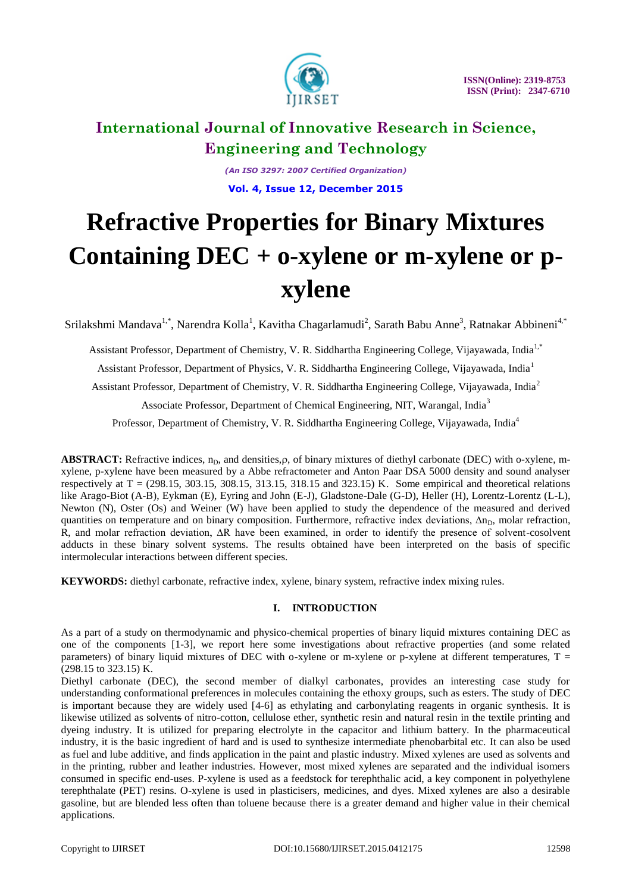# Refractive Properties for Binary Mixtures Containing DEC + o-xylene or m-xylene or p-xylene

Srilakshmi Mandava[1,*], Narendra Kolla[1], Kavitha Chagarlamudi[2], Sarath Babu Anne[3], Ratnakar Abbineni[4,*]

Assistant Professor, Department of Chemistry, V. R. Siddhartha Engineering College, Vijayawada, India[1,*]

Assistant Professor, Department of Physics, V. R. Siddhartha Engineering College, Vijayawada, India[1]

Assistant Professor, Department of Chemistry, V. R. Siddhartha Engineering College, Vijayawada, India[2]

Associate Professor, Department of Chemical Engineering, NIT, Warangal, India[3]

Professor, Department of Chemistry, V. R. Siddhartha Engineering College, Vijayawada, India[4]

**ABSTRACT:** Refractive indices, $n_D$, and densities, $\rho$, of binary mixtures of diethyl carbonate (DEC) with o-xylene, m-xylene, p-xylene have been measured by a Abbe refractometer and Anton Paar DSA 5000 density and sound analyser respectively at T = (298.15, 303.15, 308.15, 313.15, 318.15 and 323.15) K. Some empirical and theoretical relations like Arago-Biot (A-B), Eykman (E), Eyring and John (E-J), Gladstone-Dale (G-D), Heller (H), Lorentz-Lorentz (L-L), Newton (N), Oster (Os) and Weiner (W) have been applied to study the dependence of the measured and derived quantities on temperature and on binary composition. Furthermore, refractive index deviations, $\Delta n_D$, molar refraction, R, and molar refraction deviation, $\Delta R$ have been examined, in order to identify the presence of solvent-cosolvent adducts in these binary solvent systems. The results obtained have been interpreted on the basis of specific intermolecular interactions between different species.

**KEYWORDS:** diethyl carbonate, refractive index, xylene, binary system, refractive index mixing rules.

## I. INTRODUCTION

As a part of a study on thermodynamic and physico-chemical properties of binary liquid mixtures containing DEC as one of the components [1-3], we report here some investigations about refractive properties (and some related parameters) of binary liquid mixtures of DEC with o-xylene or m-xylene or p-xylene at different temperatures, T = (298.15 to 323.15) K.

Diethyl carbonate (DEC), the second member of dialkyl carbonates, provides an interesting case study for understanding conformational preferences in molecules containing the ethoxy groups, such as esters. The study of DEC is important because they are widely used [4-6] as ethylating and carbonylating reagents in organic synthesis. It is likewise utilized as solvents of nitro-cotton, cellulose ether, synthetic resin and natural resin in the textile printing and dyeing industry. It is utilized for preparing electrolyte in the capacitor and lithium battery. In the pharmaceutical industry, it is the basic ingredient of hard and is used to synthesize intermediate phenobarbital etc. It can also be used as fuel and lube additive, and finds application in the paint and plastic industry. Mixed xylenes are used as solvents and in the printing, rubber and leather industries. However, most mixed xylenes are separated and the individual isomers consumed in specific end-uses. P-xylene is used as a feedstock for terephthalic acid, a key component in polyethylene terephthalate (PET) resins. O-xylene is used in plasticisers, medicines, and dyes. Mixed xylenes are also a desirable gasoline, but are blended less often than toluene because there is a greater demand and higher value in their chemical applications.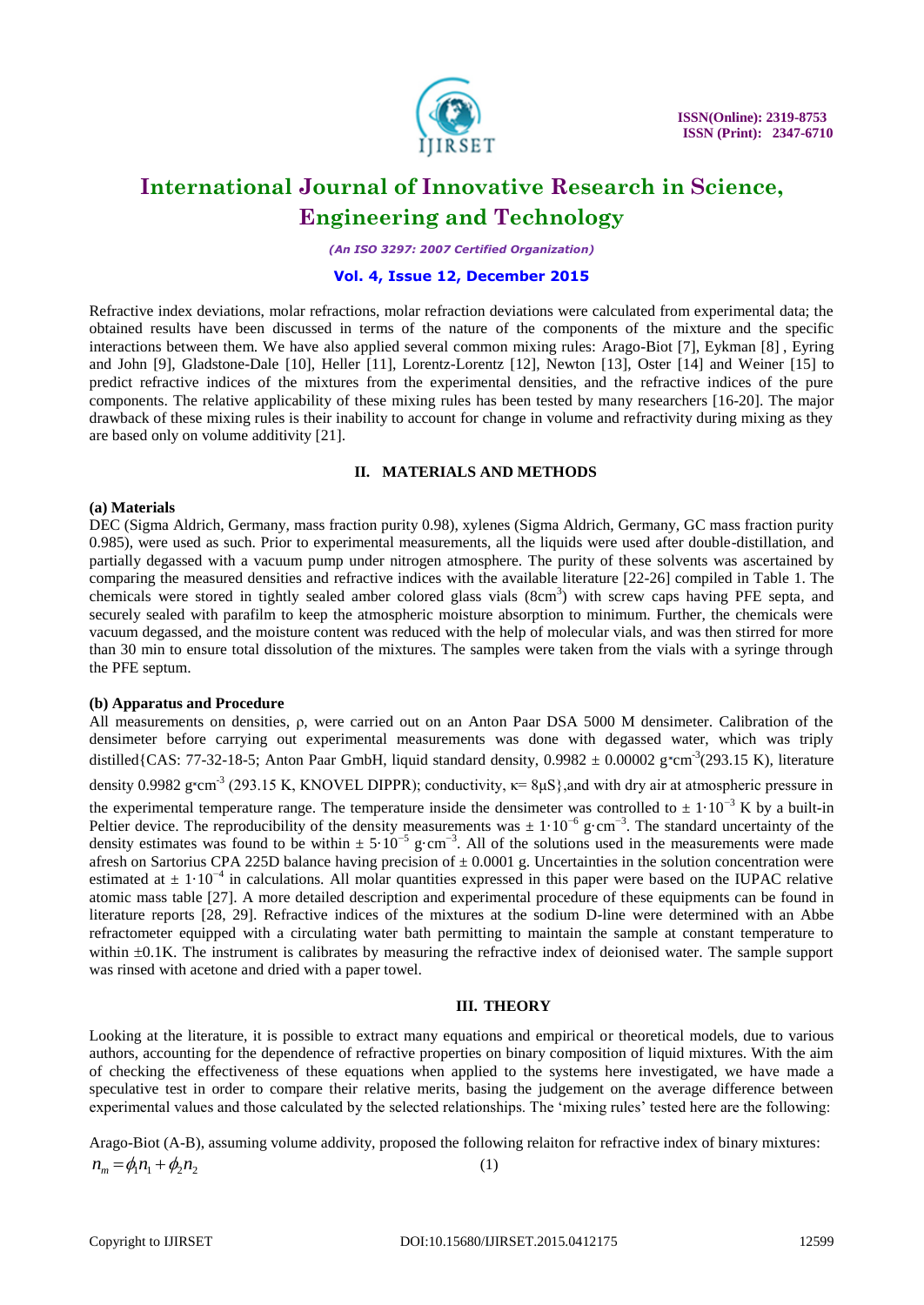Refractive index deviations, molar refractions, molar refraction deviations were calculated from experimental data; the obtained results have been discussed in terms of the nature of the components of the mixture and the specific interactions between them. We have also applied several common mixing rules: Arago-Biot [7], Eykman [8] , Eyring and John [9], Gladstone-Dale [10], Heller [11], Lorentz-Lorentz [12], Newton [13], Oster [14] and Weiner [15] to predict refractive indices of the mixtures from the experimental densities, and the refractive indices of the pure components. The relative applicability of these mixing rules has been tested by many researchers [16-20]. The major drawback of these mixing rules is their inability to account for change in volume and refractivity during mixing as they are based only on volume additivity [21].

## II. MATERIALS AND METHODS

### (a) Materials

DEC (Sigma Aldrich, Germany, mass fraction purity 0.98), xylenes (Sigma Aldrich, Germany, GC mass fraction purity 0.985), were used as such. Prior to experimental measurements, all the liquids were used after double-distillation, and partially degassed with a vacuum pump under nitrogen atmosphere. The purity of these solvents was ascertained by comparing the measured densities and refractive indices with the available literature [22-26] compiled in Table 1. The chemicals were stored in tightly sealed amber colored glass vials ($8cm^3$) with screw caps having PFE septa, and securely sealed with parafilm to keep the atmospheric moisture absorption to minimum. Further, the chemicals were vacuum degassed, and the moisture content was reduced with the help of molecular vials, and was then stirred for more than 30 min to ensure total dissolution of the mixtures. The samples were taken from the vials with a syringe through the PFE septum.

### (b) Apparatus and Procedure

All measurements on densities, ρ, were carried out on an Anton Paar DSA 5000 M densimeter. Calibration of the densimeter before carrying out experimental measurements, was done with degassed water, which was triply distilled{CAS: 77-32-18-5; Anton Paar GmbH, liquid standard density, 0.9982 ± 0.00002 $g{\cdot}cm^{-3}$(293.15 K), literature density 0.9982 $g{\cdot}cm^{-3}$ (293.15 K, KNOVEL DIPPR); conductivity, κ= 8μS},and with dry air at atmospheric pressure in the experimental temperature range. The temperature inside the densimeter was controlled to $\pm 1{\cdot}10^{-3}$ K by a built-in Peltier device. The reproducibility of the density measurements was $\pm 1{\cdot}10^{-6}$ $g{\cdot}cm^{-3}$. The standard uncertainty of the density estimates was found to be within $\pm 5{\cdot}10^{-5}$ $g{\cdot}cm^{-3}$. All of the solutions used in the measurements were made afresh on Sartorius CPA 225D balance having precision of ± 0.0001 g. Uncertainties in the solution concentration were estimated at $\pm 1{\cdot}10^{-4}$ in calculations. All molar quantities expressed in this paper were based on the IUPAC relative atomic mass table [27]. A more detailed description and experimental procedure of these equipments can be found in literature reports [28, 29]. Refractive indices of the mixtures at the sodium D-line were determined with an Abbe refractometer equipped with a circulating water bath permitting to maintain the sample at constant temperature to within ±0.1K. The instrument is calibrates by measuring the refractive index of deionised water. The sample support was rinsed with acetone and dried with a paper towel.

## III. THEORY

Looking at the literature, it is possible to extract many equations and empirical or theoretical models, due to various authors, accounting for the dependence of refractive properties on binary composition of liquid mixtures. With the aim of checking the effectiveness of these equations when applied to the systems here investigated, we have made a speculative test in order to compare their relative merits, basing the judgement on the average difference between experimental values and those calculated by the selected relationships. The 'mixing rules' tested here are the following:

Arago-Biot (A-B), assuming volume addivity, proposed the following relaiton for refractive index of binary mixtures:

$$n_m = \phi_1 n_1 + \phi_2 n_2 \qquad (1)$$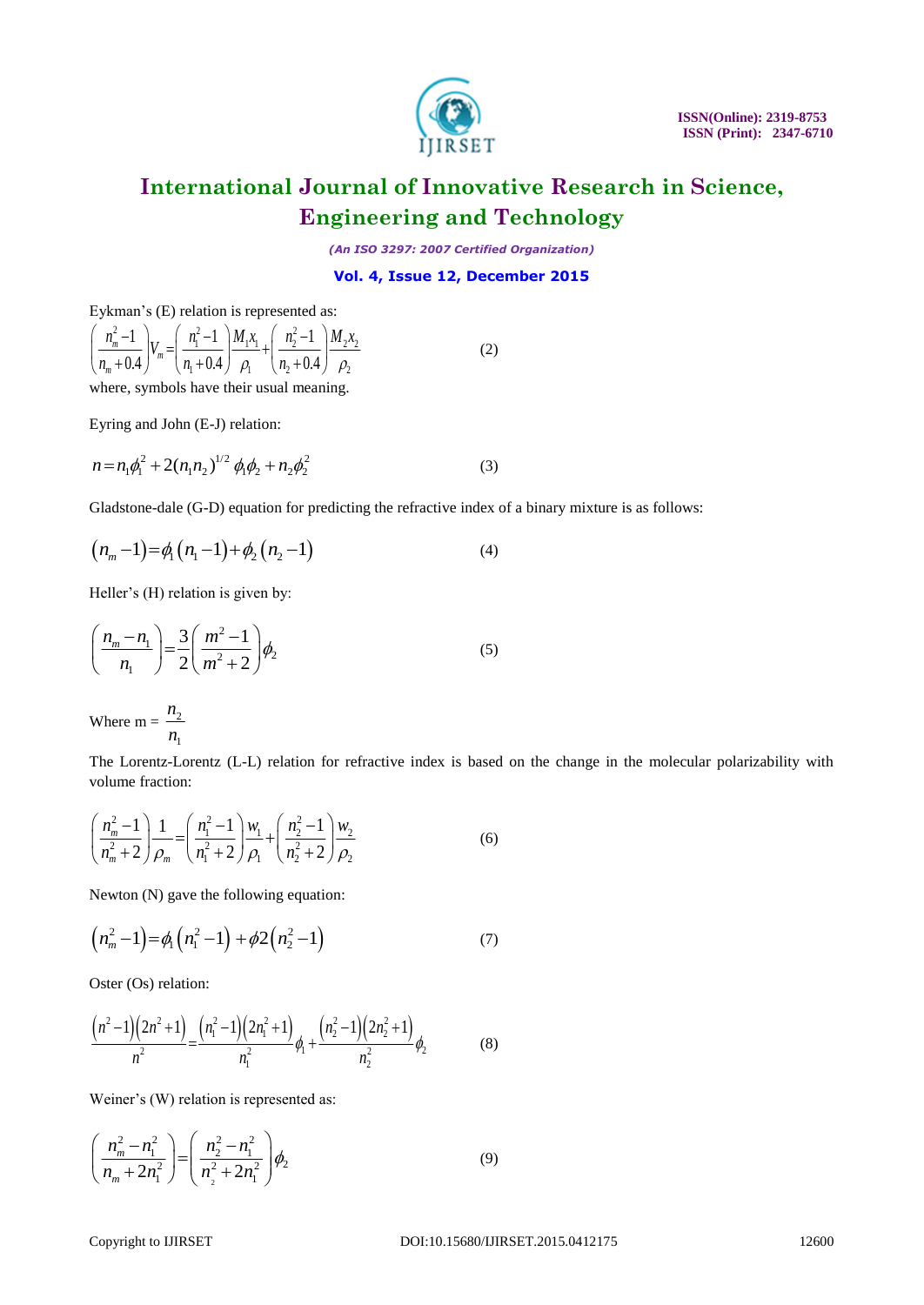Eykman's (E) relation is represented as:

$$\left(\frac{n_m^2-1}{n_m+0.4}\right)V_m=\left(\frac{n_1^2-1}{n_1+0.4}\right)\frac{M_1x_1}{\rho_1}+\left(\frac{n_2^2-1}{n_2+0.4}\right)\frac{M_2x_2}{\rho_2} \quad (2)$$

where, symbols have their usual meaning.

Eyring and John (E-J) relation:

$$n=n_1\phi_1^2+2(n_1n_2)^{1/2}\,\phi_1\phi_2+n_2\phi_2^2 \quad (3)$$

Gladstone-dale (G-D) equation for predicting the refractive index of a binary mixture is as follows:

$$\left(n_m-1\right)=\phi_1\left(n_1-1\right)+\phi_2\left(n_2-1\right) \quad (4)$$

Heller's (H) relation is given by:

$$\left(\frac{n_m-n_1}{n_1}\right)=\frac{3}{2}\left(\frac{m^2-1}{m^2+2}\right)\phi_2 \quad (5)$$

Where m = $\frac{n_2}{n_1}$

The Lorentz-Lorentz (L-L) relation for refractive index is based on the change in the molecular polarizability with volume fraction:

$$\left(\frac{n_m^2-1}{n_m^2+2}\right)\frac{1}{\rho_m}=\left(\frac{n_1^2-1}{n_1^2+2}\right)\frac{w_1}{\rho_1}+\left(\frac{n_2^2-1}{n_2^2+2}\right)\frac{w_2}{\rho_2} \quad (6)$$

Newton (N) gave the following equation:

$$\left(n_m^2-1\right)=\phi_1\left(n_1^2-1\right)+\phi 2\left(n_2^2-1\right) \quad (7)$$

Oster (Os) relation:

$$\frac{\left(n^2-1\right)\left(2n^2+1\right)}{n^2}=\frac{\left(n_1^2-1\right)\left(2n_1^2+1\right)}{n_1^2}\phi_1+\frac{\left(n_2^2-1\right)\left(2n_2^2+1\right)}{n_2^2}\phi_2 \quad (8)$$

Weiner's (W) relation is represented as:

$$\left(\frac{n_m^2-n_1^2}{n_m+2n_1^2}\right)=\left(\frac{n_2^2-n_1^2}{n_2^2+2n_1^2}\right)\phi_2 \quad (9)$$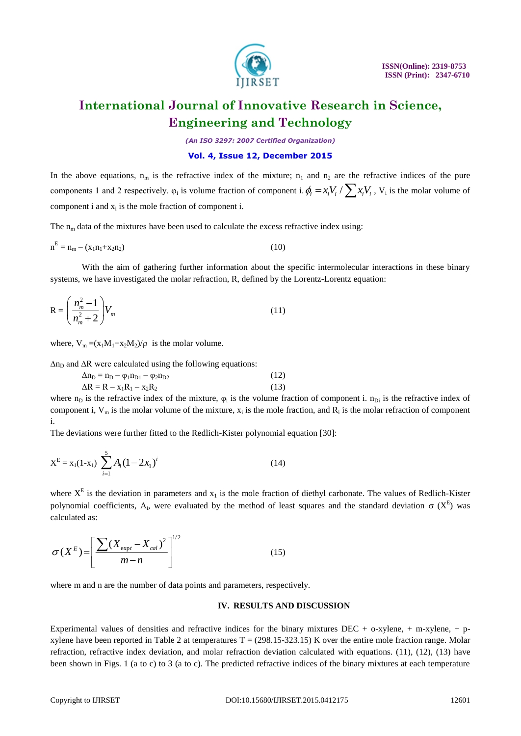In the above equations, $n_m$ is the refractive index of the mixture; $n_1$ and $n_2$ are the refractive indices of the pure components 1 and 2 respectively. $\varphi_i$ is volume fraction of component i. $\phi_i = x_i V_i / \sum x_i V_i$ , $V_i$ is the molar volume of component i and $x_i$ is the mole fraction of component i.

The $n_m$ data of the mixtures have been used to calculate the excess refractive index using:

$$n^E = n_m - (x_1 n_1 + x_2 n_2) \tag{10}$$

With the aim of gathering further information about the specific intermolecular interactions in these binary systems, we have investigated the molar refraction, R, defined by the Lorentz-Lorentz equation:

$$R = \left( \frac{n_m^2 - 1}{n_m^2 + 2} \right) V_m \tag{11}$$

where, $V_m = (x_1 M_1 + x_2 M_2)/\rho$ is the molar volume.

$\Delta n_D$ and $\Delta R$ were calculated using the following equations:

$$\Delta n_D = n_D - \varphi_1 n_{D1} - \varphi_2 n_{D2} \tag{12}$$

$$\Delta R = R - x_1 R_1 - x_2 R_2 \tag{13}$$

where $n_D$ is the refractive index of the mixture, $\varphi_i$ is the volume fraction of component i. $n_{Di}$ is the refractive index of component i, $V_m$ is the molar volume of the mixture, $x_i$ is the mole fraction, and $R_i$ is the molar refraction of component i.

The deviations were further fitted to the Redlich-Kister polynomial equation [30]:

$$X^E = x_1(1 - x_1) \sum_{i=1}^{5} A_i (1 - 2x_1)^i \tag{14}$$

where $X^E$ is the deviation in parameters and $x_1$ is the mole fraction of diethyl carbonate. The values of Redlich-Kister polynomial coefficients, $A_i$, were evaluated by the method of least squares and the standard deviation $\sigma$ ($X^E$) was calculated as:

$$\sigma(X^E) = \left[ \frac{\sum (X_{expt} - X_{cal})^2}{m - n} \right]^{1/2} \tag{15}$$

where m and n are the number of data points and parameters, respectively.

## IV. RESULTS AND DISCUSSION

Experimental values of densities and refractive indices for the binary mixtures DEC + o-xylene, + m-xylene, + p-xylene have been reported in Table 2 at temperatures T = (298.15-323.15) K over the entire mole fraction range. Molar refraction, refractive index deviation, and molar refraction deviation calculated with equations. (11), (12), (13) have been shown in Figs. 1 (a to c) to 3 (a to c). The predicted refractive indices of the binary mixtures at each temperature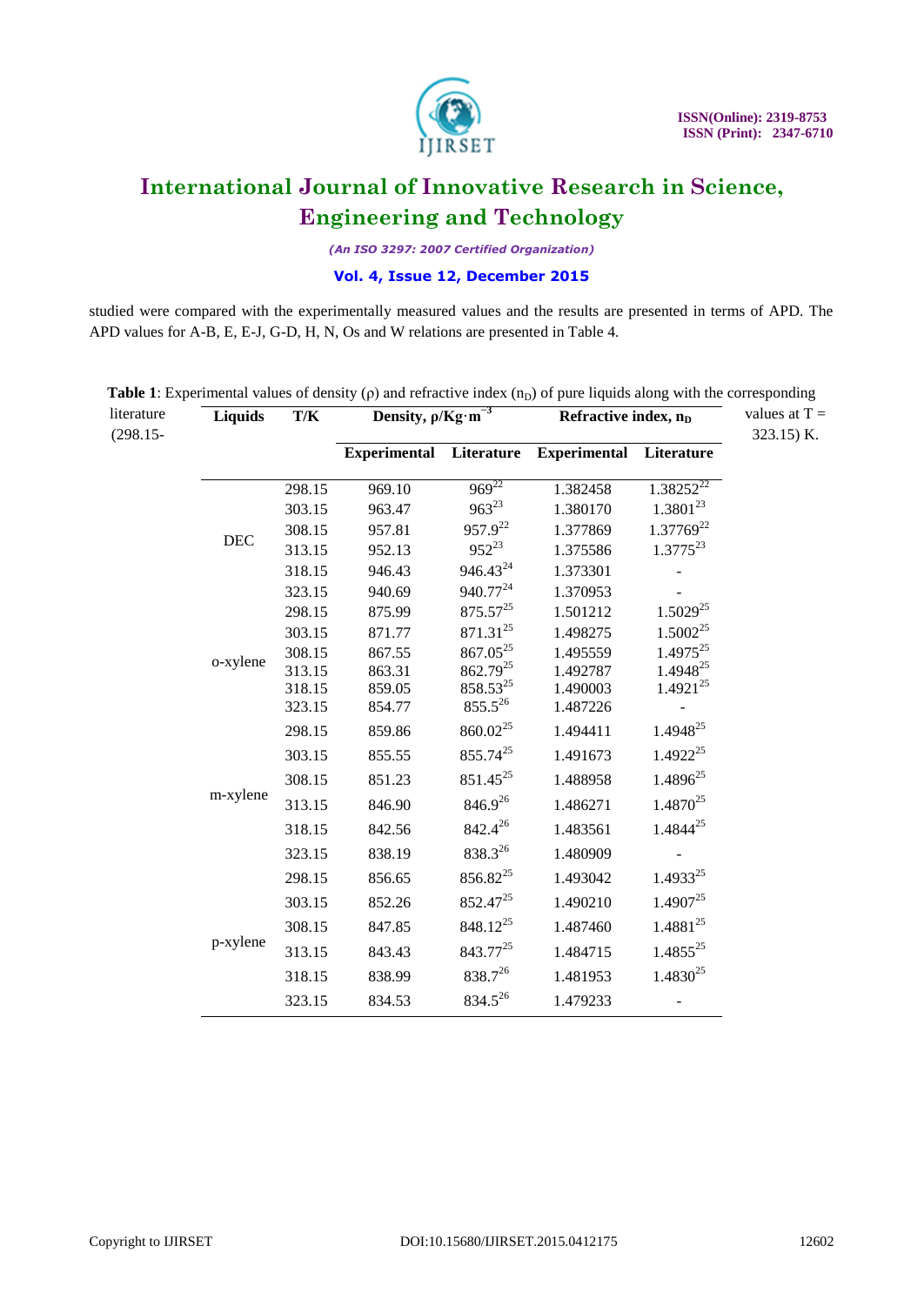studied were compared with the experimentally measured values and the results are presented in terms of APD. The APD values for A-B, E, E-J, G-D, H, N, Os and W relations are presented in Table 4.

**Table 1**: Experimental values of density (ρ) and refractive index ($n_D$) of pure liquids along with the corresponding literature values at T = (298.15- 323.15) K.

| Liquids | T/K | Density, $\rho$/Kg·m$^{-3}$ | | Refractive index, $n_D$ | |
|---|---|---|---|---|---|
| | | Experimental | Literature | Experimental | Literature |
| DEC | 298.15 | 969.10 | 969[22] | 1.382458 | 1.38252[22] |
| | 303.15 | 963.47 | 963[23] | 1.380170 | 1.3801[23] |
| | 308.15 | 957.81 | 957.9[22] | 1.377869 | 1.37769[22] |
| | 313.15 | 952.13 | 952[23] | 1.375586 | 1.3775[23] |
| | 318.15 | 946.43 | 946.43[24] | 1.373301 | - |
| | 323.15 | 940.69 | 940.77[24] | 1.370953 | - |
| o-xylene | 298.15 | 875.99 | 875.57[25] | 1.501212 | 1.5029[25] |
| | 303.15 | 871.77 | 871.31[25] | 1.498275 | 1.5002[25] |
| | 308.15 | 867.55 | 867.05[25] | 1.495559 | 1.4975[25] |
| | 313.15 | 863.31 | 862.79[25] | 1.492787 | 1.4948[25] |
| | 318.15 | 859.05 | 858.53[25] | 1.490003 | 1.4921[25] |
| | 323.15 | 854.77 | 855.5[26] | 1.487226 | - |
| m-xylene | 298.15 | 859.86 | 860.02[25] | 1.494411 | 1.4948[25] |
| | 303.15 | 855.55 | 855.74[25] | 1.491673 | 1.4922[25] |
| | 308.15 | 851.23 | 851.45[25] | 1.488958 | 1.4896[25] |
| | 313.15 | 846.90 | 846.9[26] | 1.486271 | 1.4870[25] |
| | 318.15 | 842.56 | 842.4[26] | 1.483561 | 1.4844[25] |
| | 323.15 | 838.19 | 838.3[26] | 1.480909 | - |
| p-xylene | 298.15 | 856.65 | 856.82[25] | 1.493042 | 1.4933[25] |
| | 303.15 | 852.26 | 852.47[25] | 1.490210 | 1.4907[25] |
| | 308.15 | 847.85 | 848.12[25] | 1.487460 | 1.4881[25] |
| | 313.15 | 843.43 | 843.77[25] | 1.484715 | 1.4855[25] |
| | 318.15 | 838.99 | 838.7[26] | 1.481953 | 1.4830[25] |
| | 323.15 | 834.53 | 834.5[26] | 1.479233 | - |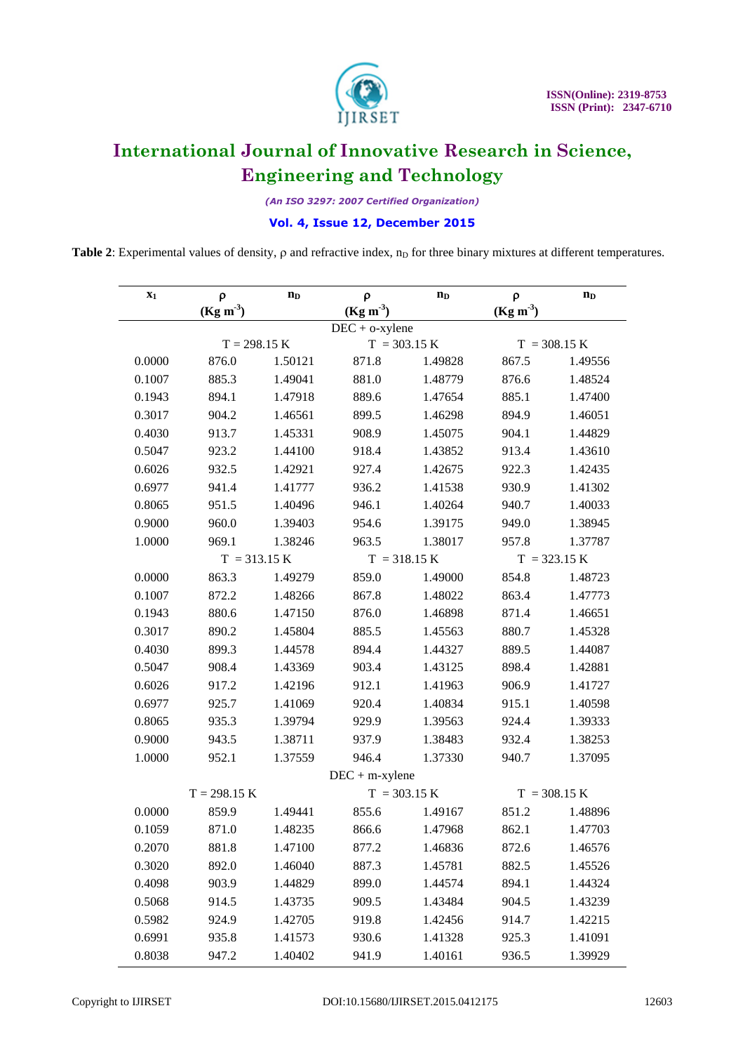**Table 2**: Experimental values of density, ρ and refractive index, $n_D$ for three binary mixtures at different temperatures.

| $x_1$ | ρ (Kg $m^{-3}$) | $n_D$ | ρ (Kg $m^{-3}$) | $n_D$ | ρ (Kg $m^{-3}$) | $n_D$ |
|---|---|---|---|---|---|---|
| DEC + o-xylene | | | | | | |
| | T = 298.15 K | | T = 303.15 K | | T = 308.15 K | |
| 0.0000 | 876.0 | 1.50121 | 871.8 | 1.49828 | 867.5 | 1.49556 |
| 0.1007 | 885.3 | 1.49041 | 881.0 | 1.48779 | 876.6 | 1.48524 |
| 0.1943 | 894.1 | 1.47918 | 889.6 | 1.47654 | 885.1 | 1.47400 |
| 0.3017 | 904.2 | 1.46561 | 899.5 | 1.46298 | 894.9 | 1.46051 |
| 0.4030 | 913.7 | 1.45331 | 908.9 | 1.45075 | 904.1 | 1.44829 |
| 0.5047 | 923.2 | 1.44100 | 918.4 | 1.43852 | 913.4 | 1.43610 |
| 0.6026 | 932.5 | 1.42921 | 927.4 | 1.42675 | 922.3 | 1.42435 |
| 0.6977 | 941.4 | 1.41777 | 936.2 | 1.41538 | 930.9 | 1.41302 |
| 0.8065 | 951.5 | 1.40496 | 946.1 | 1.40264 | 940.7 | 1.40033 |
| 0.9000 | 960.0 | 1.39403 | 954.6 | 1.39175 | 949.0 | 1.38945 |
| 1.0000 | 969.1 | 1.38246 | 963.5 | 1.38017 | 957.8 | 1.37787 |
| | T = 313.15 K | | T = 318.15 K | | T = 323.15 K | |
| 0.0000 | 863.3 | 1.49279 | 859.0 | 1.49000 | 854.8 | 1.48723 |
| 0.1007 | 872.2 | 1.48266 | 867.8 | 1.48022 | 863.4 | 1.47773 |
| 0.1943 | 880.6 | 1.47150 | 876.0 | 1.46898 | 871.4 | 1.46651 |
| 0.3017 | 890.2 | 1.45804 | 885.5 | 1.45563 | 880.7 | 1.45328 |
| 0.4030 | 899.3 | 1.44578 | 894.4 | 1.44327 | 889.5 | 1.44087 |
| 0.5047 | 908.4 | 1.43369 | 903.4 | 1.43125 | 898.4 | 1.42881 |
| 0.6026 | 917.2 | 1.42196 | 912.1 | 1.41963 | 906.9 | 1.41727 |
| 0.6977 | 925.7 | 1.41069 | 920.4 | 1.40834 | 915.1 | 1.40598 |
| 0.8065 | 935.3 | 1.39794 | 929.9 | 1.39563 | 924.4 | 1.39333 |
| 0.9000 | 943.5 | 1.38711 | 937.9 | 1.38483 | 932.4 | 1.38253 |
| 1.0000 | 952.1 | 1.37559 | 946.4 | 1.37330 | 940.7 | 1.37095 |
| DEC + m-xylene | | | | | | |
| | T = 298.15 K | | T = 303.15 K | | T = 308.15 K | |
| 0.0000 | 859.9 | 1.49441 | 855.6 | 1.49167 | 851.2 | 1.48896 |
| 0.1059 | 871.0 | 1.48235 | 866.6 | 1.47968 | 862.1 | 1.47703 |
| 0.2070 | 881.8 | 1.47100 | 877.2 | 1.46836 | 872.6 | 1.46576 |
| 0.3020 | 892.0 | 1.46040 | 887.3 | 1.45781 | 882.5 | 1.45526 |
| 0.4098 | 903.9 | 1.44829 | 899.0 | 1.44574 | 894.1 | 1.44324 |
| 0.5068 | 914.5 | 1.43735 | 909.5 | 1.43484 | 904.5 | 1.43239 |
| 0.5982 | 924.9 | 1.42705 | 919.8 | 1.42456 | 914.7 | 1.42215 |
| 0.6991 | 935.8 | 1.41573 | 930.6 | 1.41328 | 925.3 | 1.41091 |
| 0.8038 | 947.2 | 1.40402 | 941.9 | 1.40161 | 936.5 | 1.39929 |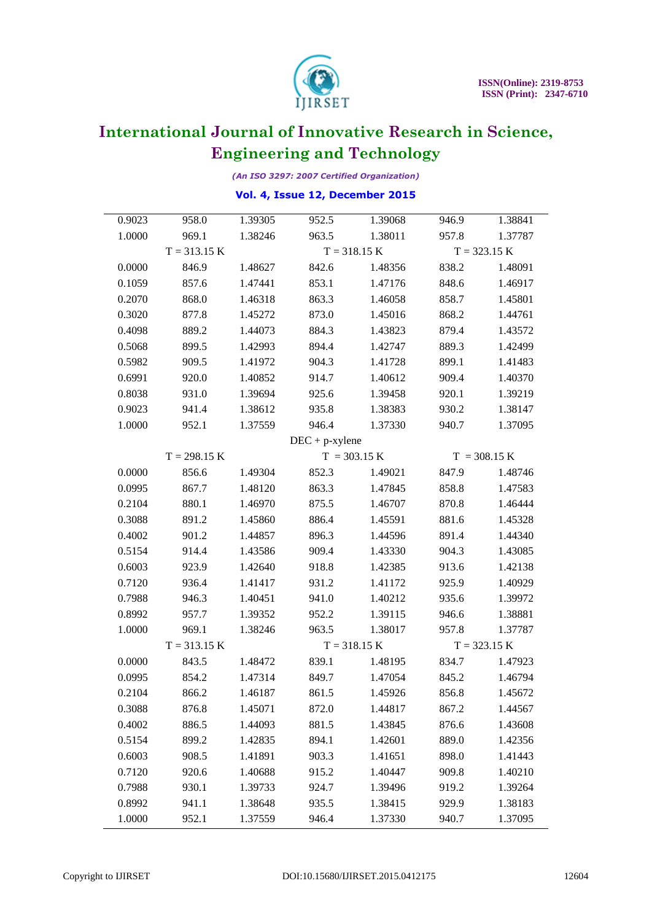| | | | | | | |
|---|---|---|---|---|---|---|
| 0.9023 | 958.0 | 1.39305 | 952.5 | 1.39068 | 946.9 | 1.38841 |
| 1.0000 | 969.1 | 1.38246 | 963.5 | 1.38011 | 957.8 | 1.37787 |
| | T = 313.15 K | | T = 318.15 K | | T = 323.15 K | |
| 0.0000 | 846.9 | 1.48627 | 842.6 | 1.48356 | 838.2 | 1.48091 |
| 0.1059 | 857.6 | 1.47441 | 853.1 | 1.47176 | 848.6 | 1.46917 |
| 0.2070 | 868.0 | 1.46318 | 863.3 | 1.46058 | 858.7 | 1.45801 |
| 0.3020 | 877.8 | 1.45272 | 873.0 | 1.45016 | 868.2 | 1.44761 |
| 0.4098 | 889.2 | 1.44073 | 884.3 | 1.43823 | 879.4 | 1.43572 |
| 0.5068 | 899.5 | 1.42993 | 894.4 | 1.42747 | 889.3 | 1.42499 |
| 0.5982 | 909.5 | 1.41972 | 904.3 | 1.41728 | 899.1 | 1.41483 |
| 0.6991 | 920.0 | 1.40852 | 914.7 | 1.40612 | 909.4 | 1.40370 |
| 0.8038 | 931.0 | 1.39694 | 925.6 | 1.39458 | 920.1 | 1.39219 |
| 0.9023 | 941.4 | 1.38612 | 935.8 | 1.38383 | 930.2 | 1.38147 |
| 1.0000 | 952.1 | 1.37559 | 946.4 | 1.37330 | 940.7 | 1.37095 |
| | | | DEC + p-xylene | | | |
| | T = 298.15 K | | T = 303.15 K | | T = 308.15 K | |
| 0.0000 | 856.6 | 1.49304 | 852.3 | 1.49021 | 847.9 | 1.48746 |
| 0.0995 | 867.7 | 1.48120 | 863.3 | 1.47845 | 858.8 | 1.47583 |
| 0.2104 | 880.1 | 1.46970 | 875.5 | 1.46707 | 870.8 | 1.46444 |
| 0.3088 | 891.2 | 1.45860 | 886.4 | 1.45591 | 881.6 | 1.45328 |
| 0.4002 | 901.2 | 1.44857 | 896.3 | 1.44596 | 891.4 | 1.44340 |
| 0.5154 | 914.4 | 1.43586 | 909.4 | 1.43330 | 904.3 | 1.43085 |
| 0.6003 | 923.9 | 1.42640 | 918.8 | 1.42385 | 913.6 | 1.42138 |
| 0.7120 | 936.4 | 1.41417 | 931.2 | 1.41172 | 925.9 | 1.40929 |
| 0.7988 | 946.3 | 1.40451 | 941.0 | 1.40212 | 935.6 | 1.39972 |
| 0.8992 | 957.7 | 1.39352 | 952.2 | 1.39115 | 946.6 | 1.38881 |
| 1.0000 | 969.1 | 1.38246 | 963.5 | 1.38017 | 957.8 | 1.37787 |
| | T = 313.15 K | | T = 318.15 K | | T = 323.15 K | |
| 0.0000 | 843.5 | 1.48472 | 839.1 | 1.48195 | 834.7 | 1.47923 |
| 0.0995 | 854.2 | 1.47314 | 849.7 | 1.47054 | 845.2 | 1.46794 |
| 0.2104 | 866.2 | 1.46187 | 861.5 | 1.45926 | 856.8 | 1.45672 |
| 0.3088 | 876.8 | 1.45071 | 872.0 | 1.44817 | 867.2 | 1.44567 |
| 0.4002 | 886.5 | 1.44093 | 881.5 | 1.43845 | 876.6 | 1.43608 |
| 0.5154 | 899.2 | 1.42835 | 894.1 | 1.42601 | 889.0 | 1.42356 |
| 0.6003 | 908.5 | 1.41891 | 903.3 | 1.41651 | 898.0 | 1.41443 |
| 0.7120 | 920.6 | 1.40688 | 915.2 | 1.40447 | 909.8 | 1.40210 |
| 0.7988 | 930.1 | 1.39733 | 924.7 | 1.39496 | 919.2 | 1.39264 |
| 0.8992 | 941.1 | 1.38648 | 935.5 | 1.38415 | 929.9 | 1.38183 |
| 1.0000 | 952.1 | 1.37559 | 946.4 | 1.37330 | 940.7 | 1.37095 |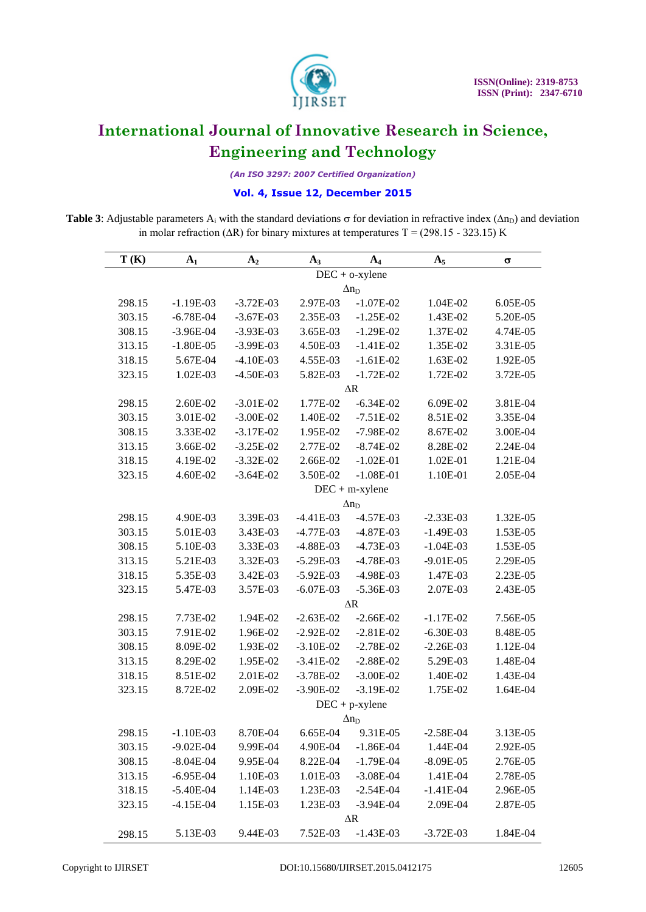**Table 3**: Adjustable parameters $A_i$ with the standard deviations $\sigma$ for deviation in refractive index ($\Delta n_D$) and deviation in molar refraction ($\Delta R$) for binary mixtures at temperatures T = (298.15 - 323.15) K

| T (K) | $A_1$ | $A_2$ | $A_3$ | $A_4$ | $A_5$ | σ |
|---|---|---|---|---|---|---|
| | | | DEC + o-xylene | | | |
| | | | $\Delta n_D$ | | | |
| 298.15 | -1.19E-03 | -3.72E-03 | 2.97E-03 | -1.07E-02 | 1.04E-02 | 6.05E-05 |
| 303.15 | -6.78E-04 | -3.67E-03 | 2.35E-03 | -1.25E-02 | 1.43E-02 | 5.20E-05 |
| 308.15 | -3.96E-04 | -3.93E-03 | 3.65E-03 | -1.29E-02 | 1.37E-02 | 4.74E-05 |
| 313.15 | -1.80E-05 | -3.99E-03 | 4.50E-03 | -1.41E-02 | 1.35E-02 | 3.31E-05 |
| 318.15 | 5.67E-04 | -4.10E-03 | 4.55E-03 | -1.61E-02 | 1.63E-02 | 1.92E-05 |
| 323.15 | 1.02E-03 | -4.50E-03 | 5.82E-03 | -1.72E-02 | 1.72E-02 | 3.72E-05 |
| | | | $\Delta R$ | | | |
| 298.15 | 2.60E-02 | -3.01E-02 | 1.77E-02 | -6.34E-02 | 6.09E-02 | 3.81E-04 |
| 303.15 | 3.01E-02 | -3.00E-02 | 1.40E-02 | -7.51E-02 | 8.51E-02 | 3.35E-04 |
| 308.15 | 3.33E-02 | -3.17E-02 | 1.95E-02 | -7.98E-02 | 8.67E-02 | 3.00E-04 |
| 313.15 | 3.66E-02 | -3.25E-02 | 2.77E-02 | -8.74E-02 | 8.28E-02 | 2.24E-04 |
| 318.15 | 4.19E-02 | -3.32E-02 | 2.66E-02 | -1.02E-01 | 1.02E-01 | 1.21E-04 |
| 323.15 | 4.60E-02 | -3.64E-02 | 3.50E-02 | -1.08E-01 | 1.10E-01 | 2.05E-04 |
| | | | DEC + m-xylene | | | |
| | | | $\Delta n_D$ | | | |
| 298.15 | 4.90E-03 | 3.39E-03 | -4.41E-03 | -4.57E-03 | -2.33E-03 | 1.32E-05 |
| 303.15 | 5.01E-03 | 3.43E-03 | -4.77E-03 | -4.87E-03 | -1.49E-03 | 1.53E-05 |
| 308.15 | 5.10E-03 | 3.33E-03 | -4.88E-03 | -4.73E-03 | -1.04E-03 | 1.53E-05 |
| 313.15 | 5.21E-03 | 3.32E-03 | -5.29E-03 | -4.78E-03 | -9.01E-05 | 2.29E-05 |
| 318.15 | 5.35E-03 | 3.42E-03 | -5.92E-03 | -4.98E-03 | 1.47E-03 | 2.23E-05 |
| 323.15 | 5.47E-03 | 3.57E-03 | -6.07E-03 | -5.36E-03 | 2.07E-03 | 2.43E-05 |
| | | | $\Delta R$ | | | |
| 298.15 | 7.73E-02 | 1.94E-02 | -2.63E-02 | -2.66E-02 | -1.17E-02 | 7.56E-05 |
| 303.15 | 7.91E-02 | 1.96E-02 | -2.92E-02 | -2.81E-02 | -6.30E-03 | 8.48E-05 |
| 308.15 | 8.09E-02 | 1.93E-02 | -3.10E-02 | -2.78E-02 | -2.26E-03 | 1.12E-04 |
| 313.15 | 8.29E-02 | 1.95E-02 | -3.41E-02 | -2.88E-02 | 5.29E-03 | 1.48E-04 |
| 318.15 | 8.51E-02 | 2.01E-02 | -3.78E-02 | -3.00E-02 | 1.40E-02 | 1.43E-04 |
| 323.15 | 8.72E-02 | 2.09E-02 | -3.90E-02 | -3.19E-02 | 1.75E-02 | 1.64E-04 |
| | | | DEC + p-xylene | | | |
| | | | $\Delta n_D$ | | | |
| 298.15 | -1.10E-03 | 8.70E-04 | 6.65E-04 | 9.31E-05 | -2.58E-04 | 3.13E-05 |
| 303.15 | -9.02E-04 | 9.99E-04 | 4.90E-04 | -1.86E-04 | 1.44E-04 | 2.92E-05 |
| 308.15 | -8.04E-04 | 9.95E-04 | 8.22E-04 | -1.79E-04 | -8.09E-05 | 2.76E-05 |
| 313.15 | -6.95E-04 | 1.10E-03 | 1.01E-03 | -3.08E-04 | 1.41E-04 | 2.78E-05 |
| 318.15 | -5.40E-04 | 1.14E-03 | 1.23E-03 | -2.54E-04 | -1.41E-04 | 2.96E-05 |
| 323.15 | -4.15E-04 | 1.15E-03 | 1.23E-03 | -3.94E-04 | 2.09E-04 | 2.87E-05 |
| | | | $\Delta R$ | | | |
| 298.15 | 5.13E-03 | 9.44E-03 | 7.52E-03 | -1.43E-03 | -3.72E-03 | 1.84E-04 |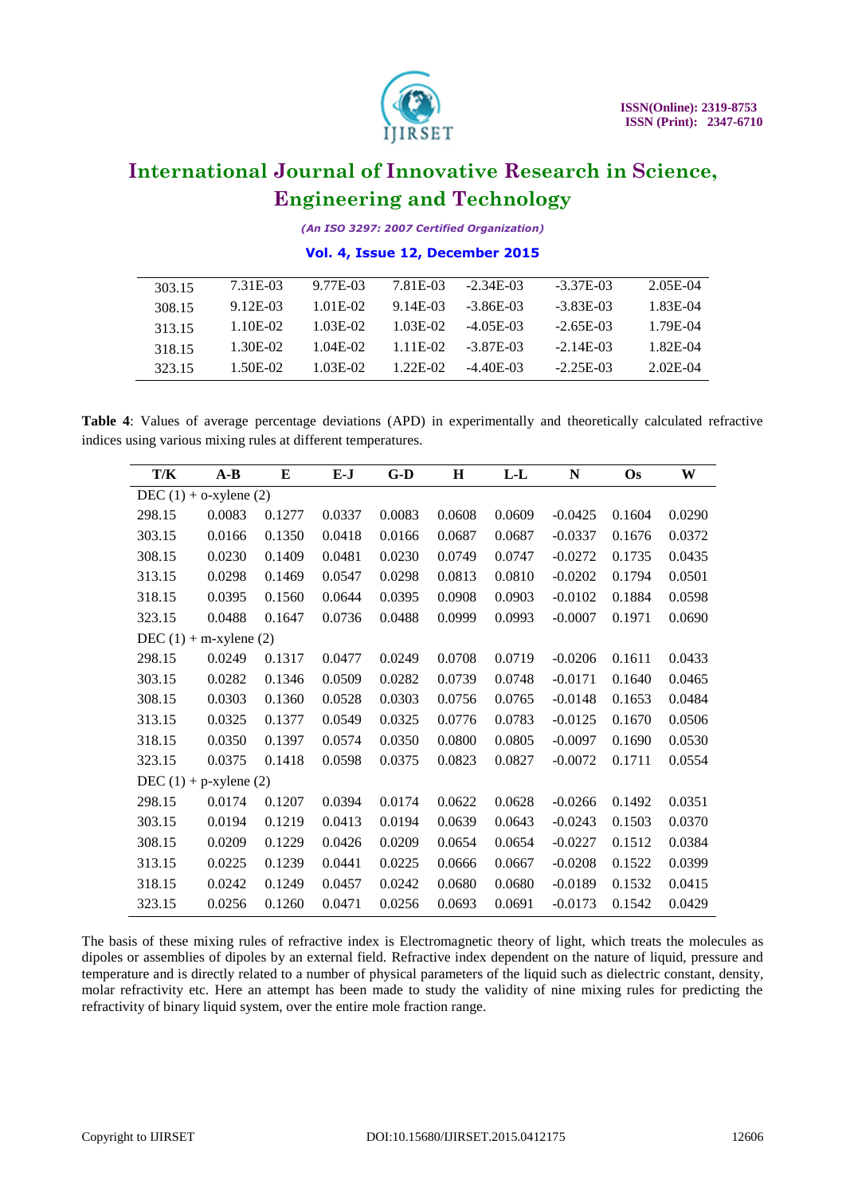| | | | | | | |
|---|---|---|---|---|---|---|
| 303.15 | 7.31E-03 | 9.77E-03 | 7.81E-03 | -2.34E-03 | -3.37E-03 | 2.05E-04 |
| 308.15 | 9.12E-03 | 1.01E-02 | 9.14E-03 | -3.86E-03 | -3.83E-03 | 1.83E-04 |
| 313.15 | 1.10E-02 | 1.03E-02 | 1.03E-02 | -4.05E-03 | -2.65E-03 | 1.79E-04 |
| 318.15 | 1.30E-02 | 1.04E-02 | 1.11E-02 | -3.87E-03 | -2.14E-03 | 1.82E-04 |
| 323.15 | 1.50E-02 | 1.03E-02 | 1.22E-02 | -4.40E-03 | -2.25E-03 | 2.02E-04 |

**Table 4**: Values of average percentage deviations (APD) in experimentally and theoretically calculated refractive indices using various mixing rules at different temperatures.

| T/K | A-B | E | E-J | G-D | H | L-L | N | Os | W |
|---|---|---|---|---|---|---|---|---|---|
| DEC (1) + o-xylene (2) | | | | | | | | | |
| 298.15 | 0.0083 | 0.1277 | 0.0337 | 0.0083 | 0.0608 | 0.0609 | -0.0425 | 0.1604 | 0.0290 |
| 303.15 | 0.0166 | 0.1350 | 0.0418 | 0.0166 | 0.0687 | 0.0687 | -0.0337 | 0.1676 | 0.0372 |
| 308.15 | 0.0230 | 0.1409 | 0.0481 | 0.0230 | 0.0749 | 0.0747 | -0.0272 | 0.1735 | 0.0435 |
| 313.15 | 0.0298 | 0.1469 | 0.0547 | 0.0298 | 0.0813 | 0.0810 | -0.0202 | 0.1794 | 0.0501 |
| 318.15 | 0.0395 | 0.1560 | 0.0644 | 0.0395 | 0.0908 | 0.0903 | -0.0102 | 0.1884 | 0.0598 |
| 323.15 | 0.0488 | 0.1647 | 0.0736 | 0.0488 | 0.0999 | 0.0993 | -0.0007 | 0.1971 | 0.0690 |
| DEC (1) + m-xylene (2) | | | | | | | | | |
| 298.15 | 0.0249 | 0.1317 | 0.0477 | 0.0249 | 0.0708 | 0.0719 | -0.0206 | 0.1611 | 0.0433 |
| 303.15 | 0.0282 | 0.1346 | 0.0509 | 0.0282 | 0.0739 | 0.0748 | -0.0171 | 0.1640 | 0.0465 |
| 308.15 | 0.0303 | 0.1360 | 0.0528 | 0.0303 | 0.0756 | 0.0765 | -0.0148 | 0.1653 | 0.0484 |
| 313.15 | 0.0325 | 0.1377 | 0.0549 | 0.0325 | 0.0776 | 0.0783 | -0.0125 | 0.1670 | 0.0506 |
| 318.15 | 0.0350 | 0.1397 | 0.0574 | 0.0350 | 0.0800 | 0.0805 | -0.0097 | 0.1690 | 0.0530 |
| 323.15 | 0.0375 | 0.1418 | 0.0598 | 0.0375 | 0.0823 | 0.0827 | -0.0072 | 0.1711 | 0.0554 |
| DEC (1) + p-xylene (2) | | | | | | | | | |
| 298.15 | 0.0174 | 0.1207 | 0.0394 | 0.0174 | 0.0622 | 0.0628 | -0.0266 | 0.1492 | 0.0351 |
| 303.15 | 0.0194 | 0.1219 | 0.0413 | 0.0194 | 0.0639 | 0.0643 | -0.0243 | 0.1503 | 0.0370 |
| 308.15 | 0.0209 | 0.1229 | 0.0426 | 0.0209 | 0.0654 | 0.0654 | -0.0227 | 0.1512 | 0.0384 |
| 313.15 | 0.0225 | 0.1239 | 0.0441 | 0.0225 | 0.0666 | 0.0667 | -0.0208 | 0.1522 | 0.0399 |
| 318.15 | 0.0242 | 0.1249 | 0.0457 | 0.0242 | 0.0680 | 0.0680 | -0.0189 | 0.1532 | 0.0415 |
| 323.15 | 0.0256 | 0.1260 | 0.0471 | 0.0256 | 0.0693 | 0.0691 | -0.0173 | 0.1542 | 0.0429 |

The basis of these mixing rules of refractive index is Electromagnetic theory of light, which treats the molecules as dipoles or assemblies of dipoles by an external field. Refractive index dependent on the nature of liquid, pressure and temperature and is directly related to a number of physical parameters of the liquid such as dielectric constant, density, molar refractivity etc. Here an attempt has been made to study the validity of nine mixing rules for predicting the refractivity of binary liquid system, over the entire mole fraction range.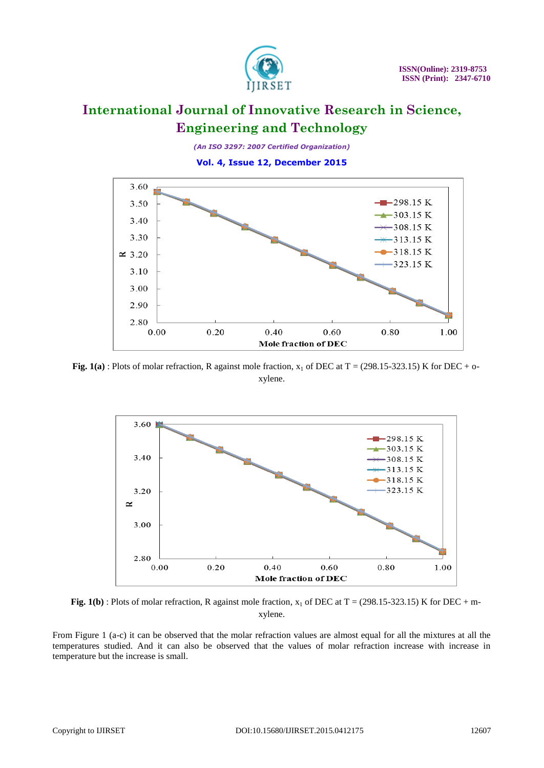**Fig. 1(a)** : Plots of molar refraction, R against mole fraction, $x_1$ of DEC at T = (298.15-323.15) K for DEC + o-xylene.

**Fig. 1(b)** : Plots of molar refraction, R against mole fraction, $x_1$ of DEC at T = (298.15-323.15) K for DEC + m-xylene.

From Figure 1 (a-c) it can be observed that the molar refraction values are almost equal for all the mixtures at all the temperatures studied. And it can also be observed that the values of molar refraction increase with increase in temperature but the increase is small.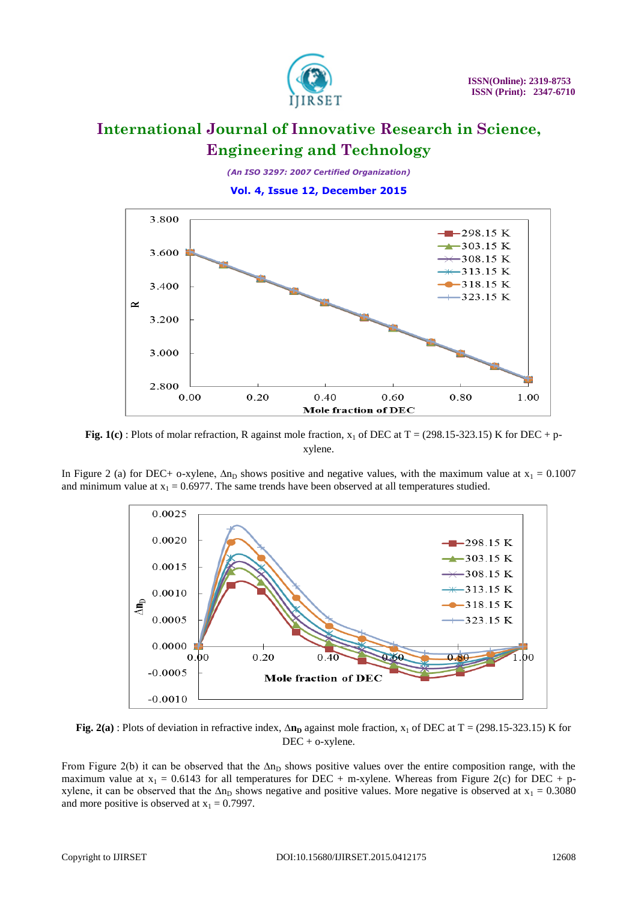**Fig. 1(c)** : Plots of molar refraction, R against mole fraction, $x_1$ of DEC at T = (298.15-323.15) K for DEC + p-xylene.

In Figure 2 (a) for DEC+ o-xylene, $\Delta n_D$ shows positive and negative values, with the maximum value at $x_1$ = 0.1007 and minimum value at $x_1$ = 0.6977. The same trends have been observed at all temperatures studied.

**Fig. 2(a)** : Plots of deviation in refractive index, $\Delta \mathbf{n_D}$ against mole fraction, $x_1$ of DEC at T = (298.15-323.15) K for DEC + o-xylene.

From Figure 2(b) it can be observed that the $\Delta n_D$ shows positive values over the entire composition range, with the maximum value at $x_1$ = 0.6143 for all temperatures for DEC + m-xylene. Whereas from Figure 2(c) for DEC + p-xylene, it can be observed that the $\Delta n_D$ shows negative and positive values. More negative is observed at $x_1$ = 0.3080 and more positive is observed at $x_1$ = 0.7997.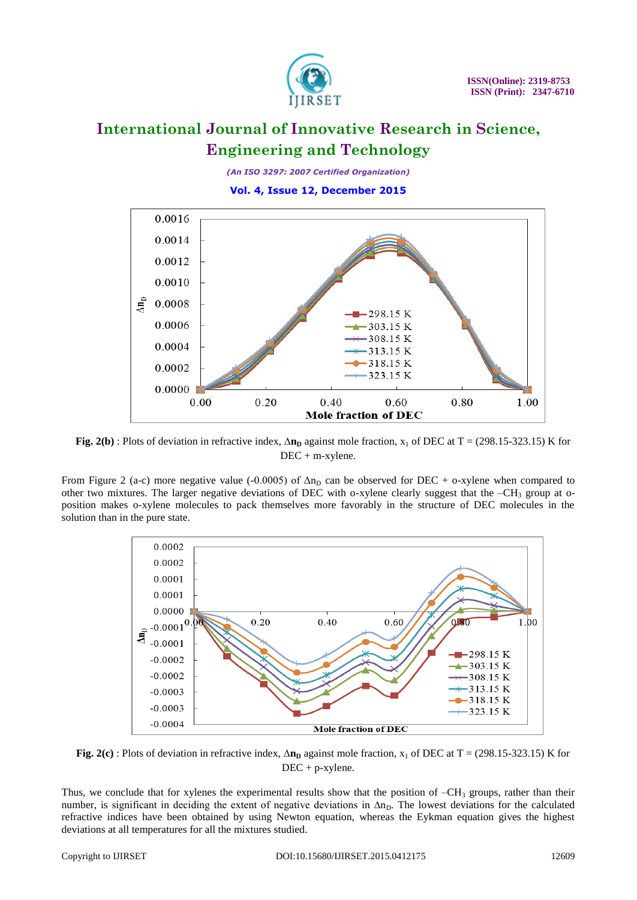**Fig. 2(b)** : Plots of deviation in refractive index, $\Delta n_D$ against mole fraction, $x_1$ of DEC at T = (298.15-323.15) K for DEC + m-xylene.

From Figure 2 (a-c) more negative value (-0.0005) of $\Delta n_D$ can be observed for DEC + o-xylene when compared to other two mixtures. The larger negative deviations of DEC with o-xylene clearly suggest that the $-CH_3$ group at o-position makes o-xylene molecules to pack themselves more favorably in the structure of DEC molecules in the solution than in the pure state.

**Fig. 2(c)** : Plots of deviation in refractive index, $\Delta n_D$ against mole fraction, $x_1$ of DEC at T = (298.15-323.15) K for DEC + p-xylene.

Thus, we conclude that for xylenes the experimental results show that the position of $-CH_3$ groups, rather than their number, is significant in deciding the extent of negative deviations in $\Delta n_D$. The lowest deviations for the calculated refractive indices have been obtained by using Newton equation, whereas the Eykman equation gives the highest deviations at all temperatures for all the mixtures studied.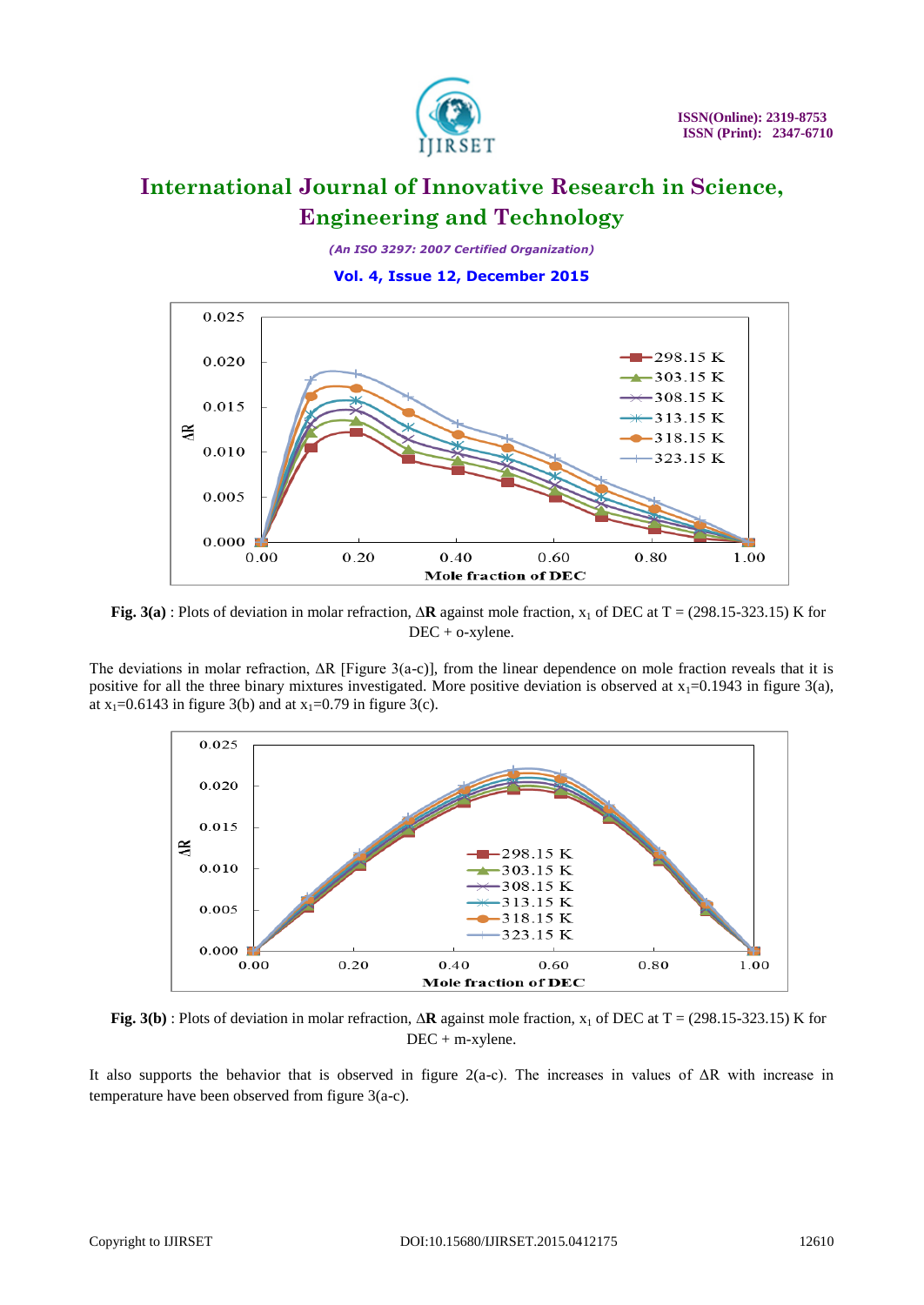**Fig. 3(a)** : Plots of deviation in molar refraction, $\Delta$**R** against mole fraction, $x_1$ of DEC at T = (298.15-323.15) K for DEC + o-xylene.

The deviations in molar refraction, $\Delta R$ [Figure 3(a-c)], from the linear dependence on mole fraction reveals that it is positive for all the three binary mixtures investigated. More positive deviation is observed at $x_1$=0.1943 in figure 3(a), at $x_1$=0.6143 in figure 3(b) and at $x_1$=0.79 in figure 3(c).

**Fig. 3(b)** : Plots of deviation in molar refraction, $\Delta$**R** against mole fraction, $x_1$ of DEC at T = (298.15-323.15) K for DEC + m-xylene.

It also supports the behavior that is observed in figure 2(a-c). The increases in values of $\Delta R$ with increase in temperature have been observed from figure 3(a-c).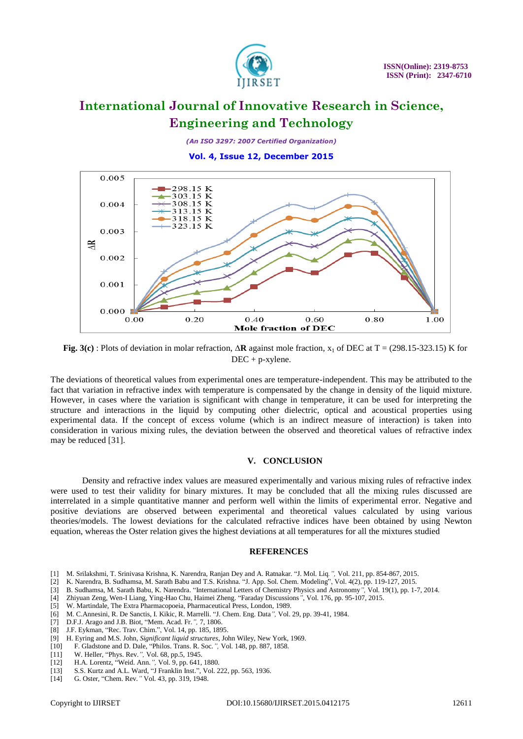**Fig. 3(c)** : Plots of deviation in molar refraction, Δ**R** against mole fraction, $x_1$ of DEC at T = (298.15-323.15) K for DEC + p-xylene.

The deviations of theoretical values from experimental ones are temperature-independent. This may be attributed to the fact that variation in refractive index with temperature is compensated by the change in density of the liquid mixture. However, in cases where the variation is significant with change in temperature, it can be used for interpreting the structure and interactions in the liquid by computing other dielectric, optical and acoustical properties using experimental data. If the concept of excess volume (which is an indirect measure of interaction) is taken into consideration in various mixing rules, the deviation between the observed and theoretical values of refractive index may be reduced [31].

## V. CONCLUSION

Density and refractive index values are measured experimentally and various mixing rules of refractive index were used to test their validity for binary mixtures. It may be concluded that all the mixing rules discussed are interrelated in a simple quantitative manner and perform well within the limits of experimental error. Negative and positive deviations are observed between experimental and theoretical values calculated by using various theories/models. The lowest deviations for the calculated refractive indices have been obtained by using Newton equation, whereas the Oster relation gives the highest deviations at all temperatures for all the mixtures studied

## REFERENCES

[1] M. Srilakshmi, T. Srinivasa Krishna, K. Narendra, Ranjan Dey and A. Ratnakar. "J. Mol. Liq.", Vol. 211, pp. 854-867, 2015.
[2] K. Narendra, B. Sudhamsa, M. Sarath Babu and T.S. Krishna. "J. App. Sol. Chem. Modeling", Vol. 4(2), pp. 119-127, 2015.
[3] B. Sudhamsa, M. Sarath Babu, K. Narendra. "International Letters of Chemistry Physics and Astronomy", Vol. 19(1), pp. 1-7, 2014.
[4] Zhiyuan Zeng, Wen-I Liang, Ying-Hao Chu, Haimei Zheng. "Faraday Discussions", Vol. 176, pp. 95-107, 2015.
[5] W. Martindale, The Extra Pharmacopoeia, Pharmaceutical Press, London, 1989.
[6] M. C.Annesini, R. De Sanctis, I. Kikic, R. Marrelli. "J. Chem. Eng. Data", Vol. 29, pp. 39-41, 1984.
[7] D.F.J. Arago and J.B. Biot, "Mem. Acad. Fr.", 7, 1806.
[8] J.F. Eykman, "Rec. Trav. Chim.", Vol. 14, pp. 185, 1895.
[9] H. Eyring and M.S. John, *Significant liquid structures*, John Wiley, New York, 1969.
[10] F. Gladstone and D. Dale, "Philos. Trans. R. Soc.", Vol. 148, pp. 887, 1858.
[11] W. Heller, "Phys. Rev.", Vol. 68, pp.5, 1945.
[12] H.A. Lorentz, "Weid. Ann.", Vol. 9, pp. 641, 1880.
[13] S.S. Kurtz and A.L. Ward, "J Franklin Inst.", Vol. 222, pp. 563, 1936.
[14] G. Oster, "Chem. Rev." Vol. 43, pp. 319, 1948.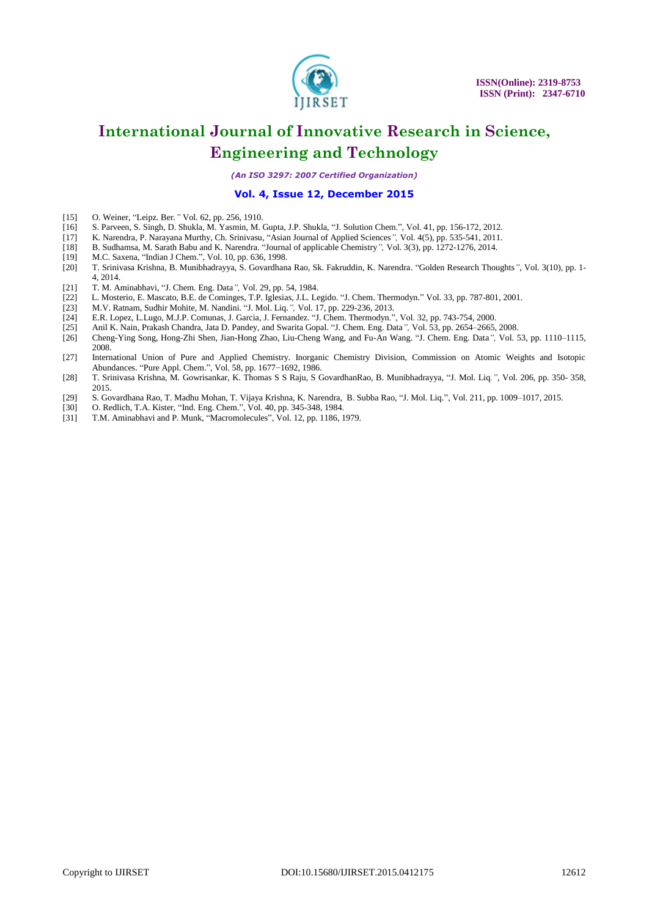[15] O. Weiner, "Leipz. Ber." Vol. 62, pp. 256, 1910.

[16] S. Parveen, S. Singh, D. Shukla, M. Yasmin, M. Gupta, J.P. Shukla, "J. Solution Chem.", Vol. 41, pp. 156-172, 2012.

[17] K. Narendra, P. Narayana Murthy, Ch. Srinivasu, "Asian Journal of Applied Sciences", Vol. 4(5), pp. 535-541, 2011.

[18] B. Sudhamsa, M. Sarath Babu and K. Narendra. "Journal of applicable Chemistry", Vol. 3(3), pp. 1272-1276, 2014.

[19] M.C. Saxena, "Indian J Chem.", Vol. 10, pp. 636, 1998.

[20] T. Srinivasa Krishna, B. Munibhadrayya, S. Govardhana Rao, Sk. Fakruddin, K. Narendra. "Golden Research Thoughts", Vol. 3(10), pp. 1-4, 2014.

[21] T. M. Aminabhavi, "J. Chem. Eng. Data", Vol. 29, pp. 54, 1984.

[22] L. Mosterio, E. Mascato, B.E. de Cominges, T.P. Iglesias, J.L. Legido. "J. Chem. Thermodyn." Vol. 33, pp. 787-801, 2001.

[23] M.V. Ratnam, Sudhir Mohite, M. Nandini. "J. Mol. Liq.", Vol. 17, pp. 229-236, 2013.

[24] E.R. Lopez, L.Lugo, M.J.P. Comunas, J. Garcia, J. Fernandez. "J. Chem. Thermodyn.", Vol. 32, pp. 743-754, 2000.

[25] Anil K. Nain, Prakash Chandra, Jata D. Pandey, and Swarita Gopal. "J. Chem. Eng. Data", Vol. 53, pp. 2654–2665, 2008.

[26] Cheng-Ying Song, Hong-Zhi Shen, Jian-Hong Zhao, Liu-Cheng Wang, and Fu-An Wang. "J. Chem. Eng. Data", Vol. 53, pp. 1110–1115, 2008.

[27] International Union of Pure and Applied Chemistry. Inorganic Chemistry Division, Commission on Atomic Weights and Isotopic Abundances. "Pure Appl. Chem.", Vol. 58, pp. 1677−1692, 1986.

[28] T. Srinivasa Krishna, M. Gowrisankar, K. Thomas S S Raju, S GovardhanRao, B. Munibhadrayya, "J. Mol. Liq.", Vol. 206, pp. 350- 358, 2015.

[29] S. Govardhana Rao, T. Madhu Mohan, T. Vijaya Krishna, K. Narendra, B. Subba Rao, "J. Mol. Liq.", Vol. 211, pp. 1009–1017, 2015.

[30] O. Redlich, T.A. Kister, "Ind. Eng. Chem.", Vol. 40, pp. 345-348, 1984.

[31] T.M. Aminabhavi and P. Munk, "Macromolecules", Vol. 12, pp. 1186, 1979.